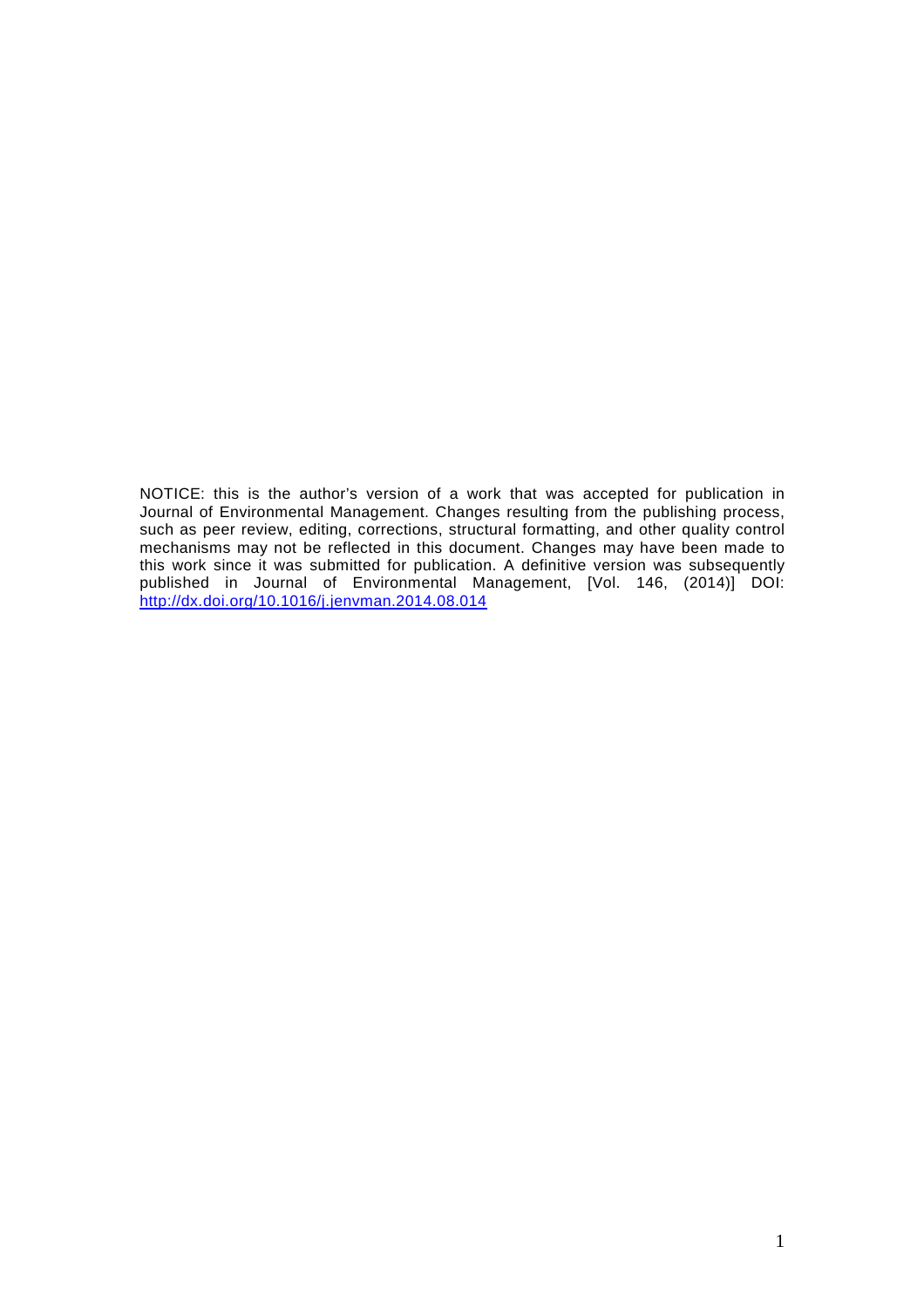NOTICE: this is the author's version of a work that was accepted for publication in Journal of Environmental Management. Changes resulting from the publishing process, such as peer review, editing, corrections, structural formatting, and other quality control mechanisms may not be reflected in this document. Changes may have been made to this work since it was submitted for publication. A definitive version was subsequently published in Journal of Environmental Management, [Vol. 146, (2014)] DOI: http://dx.doi.org/10.1016/j.jenvman.2014.08.014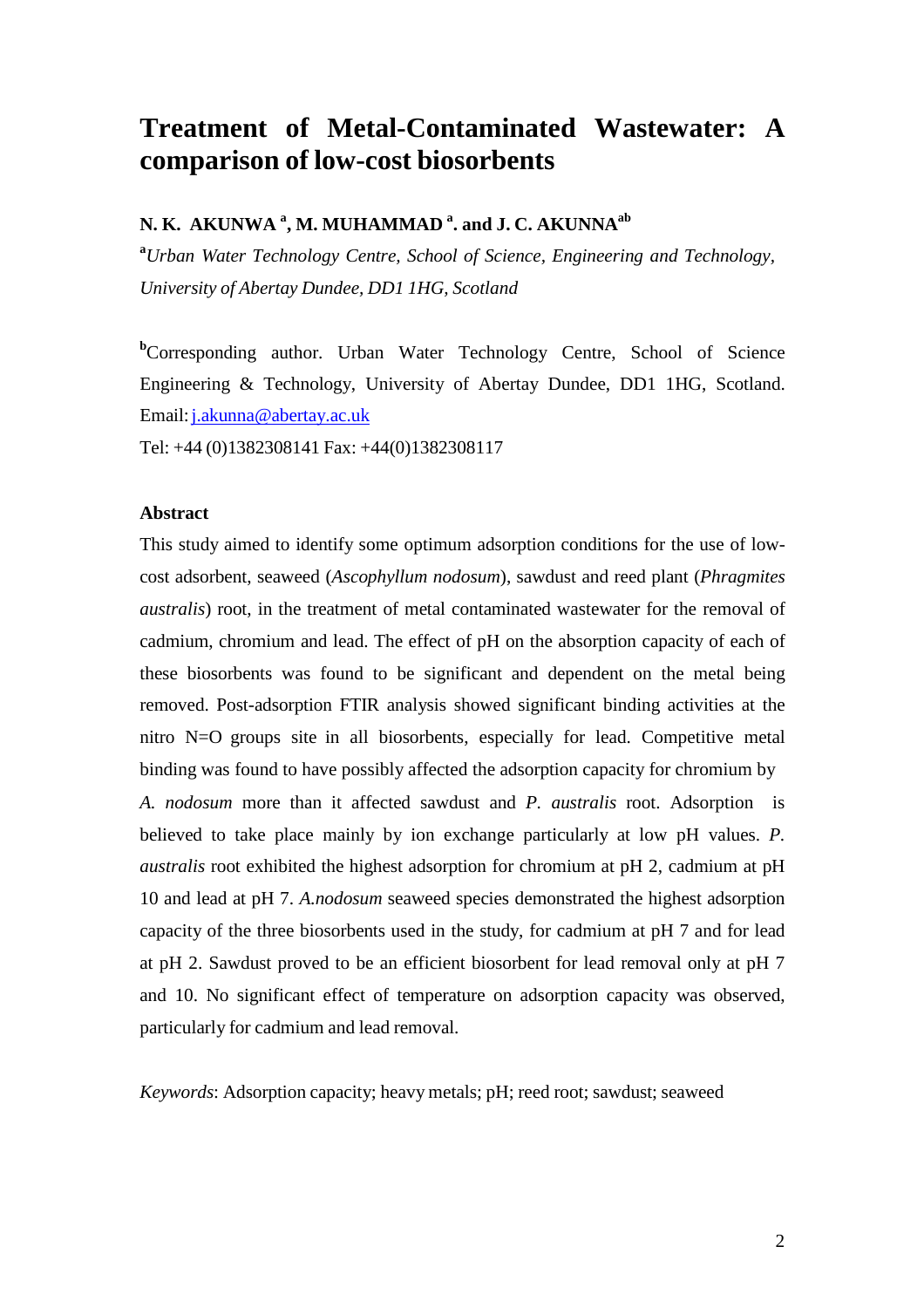# Treatment of Metal-Contaminated Wastewater: A comparison of low-cost biosorbents

**N. K. AKUNWA [a], M. MUHAMMAD [a]. and J. C. AKUNNA[ab]**

[a]*Urban Water Technology Centre, School of Science, Engineering and Technology, University of Abertay Dundee, DD1 1HG, Scotland*

[b]Corresponding author. Urban Water Technology Centre, School of Science Engineering & Technology, University of Abertay Dundee, DD1 1HG, Scotland. Email: j.akunna@abertay.ac.uk

Tel: +44 (0)1382308141 Fax: +44(0)1382308117

**Abstract**

This study aimed to identify some optimum adsorption conditions for the use of low-cost adsorbent, seaweed (*Ascophyllum nodosum*), sawdust and reed plant (*Phragmites australis*) root, in the treatment of metal contaminated wastewater for the removal of cadmium, chromium and lead. The effect of pH on the absorption capacity of each of these biosorbents was found to be significant and dependent on the metal being removed. Post-adsorption FTIR analysis showed significant binding activities at the nitro N=O groups site in all biosorbents, especially for lead. Competitive metal binding was found to have possibly affected the adsorption capacity for chromium by *A. nodosum* more than it affected sawdust and *P. australis* root. Adsorption is believed to take place mainly by ion exchange particularly at low pH values. *P. australis* root exhibited the highest adsorption for chromium at pH 2, cadmium at pH 10 and lead at pH 7. *A.nodosum* seaweed species demonstrated the highest adsorption capacity of the three biosorbents used in the study, for cadmium at pH 7 and for lead at pH 2. Sawdust proved to be an efficient biosorbent for lead removal only at pH 7 and 10. No significant effect of temperature on adsorption capacity was observed, particularly for cadmium and lead removal.

*Keywords*: Adsorption capacity; heavy metals; pH; reed root; sawdust; seaweed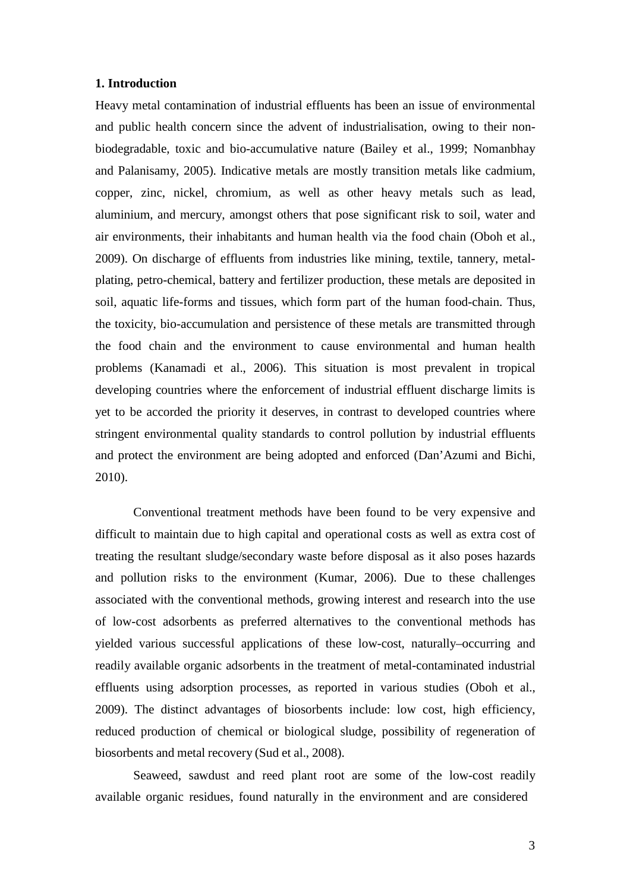## 1. Introduction

Heavy metal contamination of industrial effluents has been an issue of environmental and public health concern since the advent of industrialisation, owing to their non-biodegradable, toxic and bio-accumulative nature (Bailey et al., 1999; Nomanbhay and Palanisamy, 2005). Indicative metals are mostly transition metals like cadmium, copper, zinc, nickel, chromium, as well as other heavy metals such as lead, aluminium, and mercury, amongst others that pose significant risk to soil, water and air environments, their inhabitants and human health via the food chain (Oboh et al., 2009). On discharge of effluents from industries like mining, textile, tannery, metal-plating, petro-chemical, battery and fertilizer production, these metals are deposited in soil, aquatic life-forms and tissues, which form part of the human food-chain. Thus, the toxicity, bio-accumulation and persistence of these metals are transmitted through the food chain and the environment to cause environmental and human health problems (Kanamadi et al., 2006). This situation is most prevalent in tropical developing countries where the enforcement of industrial effluent discharge limits is yet to be accorded the priority it deserves, in contrast to developed countries where stringent environmental quality standards to control pollution by industrial effluents and protect the environment are being adopted and enforced (Dan'Azumi and Bichi, 2010).

Conventional treatment methods have been found to be very expensive and difficult to maintain due to high capital and operational costs as well as extra cost of treating the resultant sludge/secondary waste before disposal as it also poses hazards and pollution risks to the environment (Kumar, 2006). Due to these challenges associated with the conventional methods, growing interest and research into the use of low-cost adsorbents as preferred alternatives to the conventional methods has yielded various successful applications of these low-cost, naturally–occurring and readily available organic adsorbents in the treatment of metal-contaminated industrial effluents using adsorption processes, as reported in various studies (Oboh et al., 2009). The distinct advantages of biosorbents include: low cost, high efficiency, reduced production of chemical or biological sludge, possibility of regeneration of biosorbents and metal recovery (Sud et al., 2008).

Seaweed, sawdust and reed plant root are some of the low-cost readily available organic residues, found naturally in the environment and are considered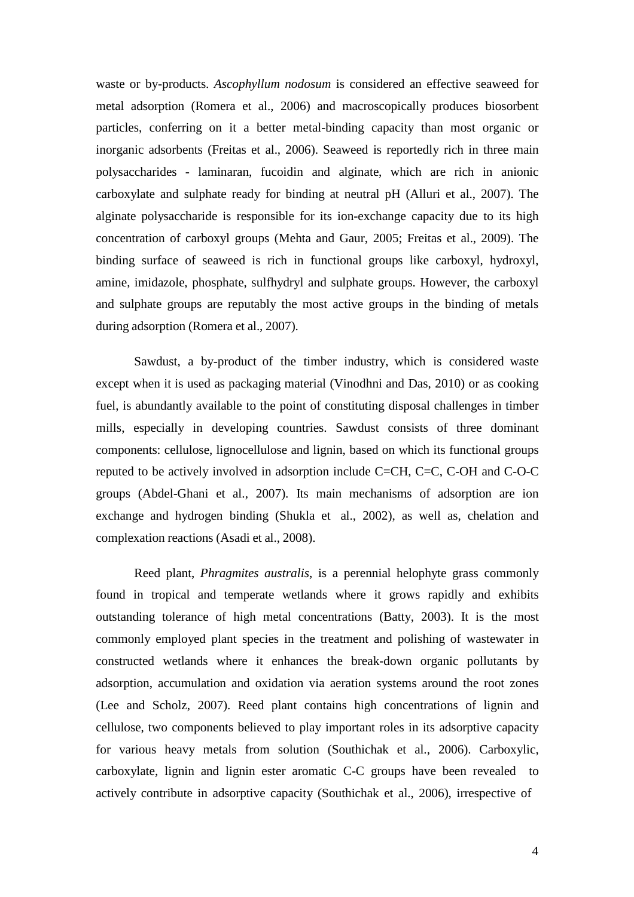waste or by-products. *Ascophyllum nodosum* is considered an effective seaweed for metal adsorption (Romera et al., 2006) and macroscopically produces biosorbent particles, conferring on it a better metal-binding capacity than most organic or inorganic adsorbents (Freitas et al., 2006). Seaweed is reportedly rich in three main polysaccharides - laminaran, fucoidin and alginate, which are rich in anionic carboxylate and sulphate ready for binding at neutral pH (Alluri et al., 2007). The alginate polysaccharide is responsible for its ion-exchange capacity due to its high concentration of carboxyl groups (Mehta and Gaur, 2005; Freitas et al., 2009). The binding surface of seaweed is rich in functional groups like carboxyl, hydroxyl, amine, imidazole, phosphate, sulfhydryl and sulphate groups. However, the carboxyl and sulphate groups are reputably the most active groups in the binding of metals during adsorption (Romera et al., 2007).

Sawdust, a by-product of the timber industry, which is considered waste except when it is used as packaging material (Vinodhni and Das, 2010) or as cooking fuel, is abundantly available to the point of constituting disposal challenges in timber mills, especially in developing countries. Sawdust consists of three dominant components: cellulose, lignocellulose and lignin, based on which its functional groups reputed to be actively involved in adsorption include C=CH, C=C, C-OH and C-O-C groups (Abdel-Ghani et al., 2007). Its main mechanisms of adsorption are ion exchange and hydrogen binding (Shukla et al., 2002), as well as, chelation and complexation reactions (Asadi et al., 2008).

Reed plant, *Phragmites australis*, is a perennial helophyte grass commonly found in tropical and temperate wetlands where it grows rapidly and exhibits outstanding tolerance of high metal concentrations (Batty, 2003). It is the most commonly employed plant species in the treatment and polishing of wastewater in constructed wetlands where it enhances the break-down organic pollutants by adsorption, accumulation and oxidation via aeration systems around the root zones (Lee and Scholz, 2007). Reed plant contains high concentrations of lignin and cellulose, two components believed to play important roles in its adsorptive capacity for various heavy metals from solution (Southichak et al., 2006). Carboxylic, carboxylate, lignin and lignin ester aromatic C-C groups have been revealed to actively contribute in adsorptive capacity (Southichak et al., 2006), irrespective of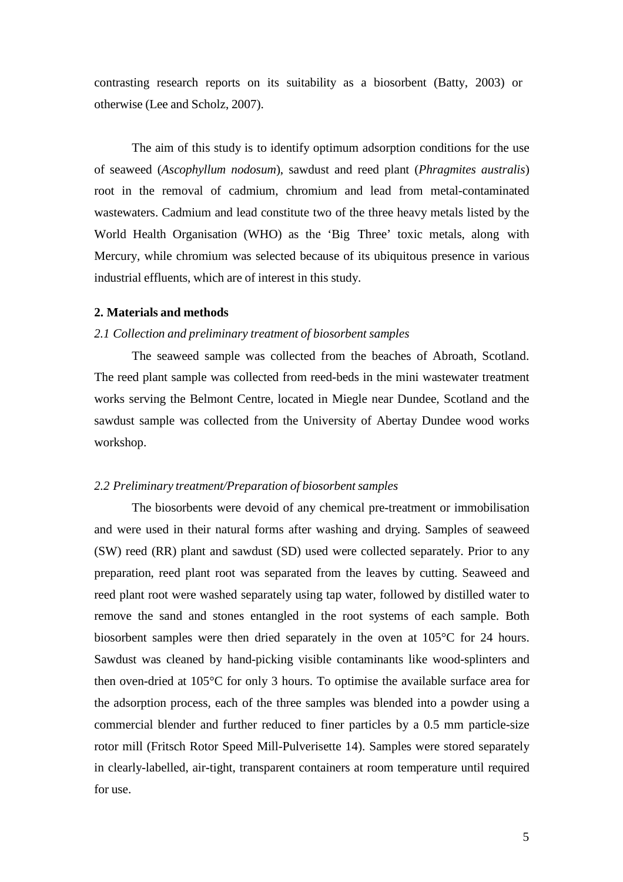contrasting research reports on its suitability as a biosorbent (Batty, 2003) or otherwise (Lee and Scholz, 2007).

The aim of this study is to identify optimum adsorption conditions for the use of seaweed (*Ascophyllum nodosum*), sawdust and reed plant (*Phragmites australis*) root in the removal of cadmium, chromium and lead from metal-contaminated wastewaters. Cadmium and lead constitute two of the three heavy metals listed by the World Health Organisation (WHO) as the 'Big Three' toxic metals, along with Mercury, while chromium was selected because of its ubiquitous presence in various industrial effluents, which are of interest in this study.

## 2. Materials and methods

### *2.1 Collection and preliminary treatment of biosorbent samples*

The seaweed sample was collected from the beaches of Abroath, Scotland. The reed plant sample was collected from reed-beds in the mini wastewater treatment works serving the Belmont Centre, located in Miegle near Dundee, Scotland and the sawdust sample was collected from the University of Abertay Dundee wood works workshop.

### *2.2 Preliminary treatment/Preparation of biosorbent samples*

The biosorbents were devoid of any chemical pre-treatment or immobilisation and were used in their natural forms after washing and drying. Samples of seaweed (SW) reed (RR) plant and sawdust (SD) used were collected separately. Prior to any preparation, reed plant root was separated from the leaves by cutting. Seaweed and reed plant root were washed separately using tap water, followed by distilled water to remove the sand and stones entangled in the root systems of each sample. Both biosorbent samples were then dried separately in the oven at 105°C for 24 hours. Sawdust was cleaned by hand-picking visible contaminants like wood-splinters and then oven-dried at 105°C for only 3 hours. To optimise the available surface area for the adsorption process, each of the three samples was blended into a powder using a commercial blender and further reduced to finer particles by a 0.5 mm particle-size rotor mill (Fritsch Rotor Speed Mill-Pulverisette 14). Samples were stored separately in clearly-labelled, air-tight, transparent containers at room temperature until required for use.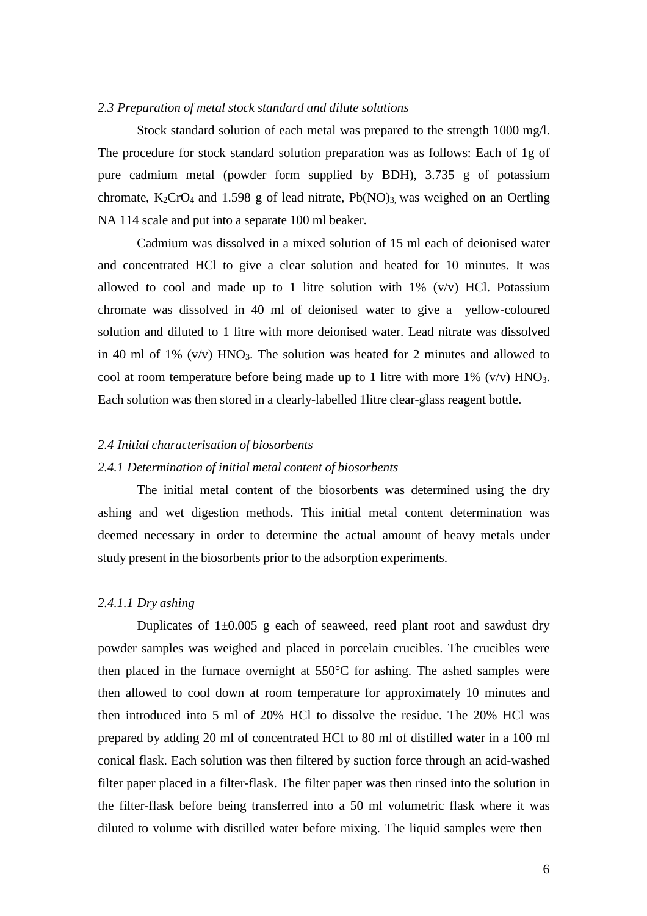*2.3 Preparation of metal stock standard and dilute solutions*

Stock standard solution of each metal was prepared to the strength 1000 mg/l. The procedure for stock standard solution preparation was as follows: Each of 1g of pure cadmium metal (powder form supplied by BDH), 3.735 g of potassium chromate, $K_2CrO_4$ and 1.598 g of lead nitrate, $Pb(NO)_3$, was weighed on an Oertling NA 114 scale and put into a separate 100 ml beaker.

Cadmium was dissolved in a mixed solution of 15 ml each of deionised water and concentrated HCl to give a clear solution and heated for 10 minutes. It was allowed to cool and made up to 1 litre solution with 1% (v/v) HCl. Potassium chromate was dissolved in 40 ml of deionised water to give a yellow-coloured solution and diluted to 1 litre with more deionised water. Lead nitrate was dissolved in 40 ml of 1% (v/v) $HNO_3$. The solution was heated for 2 minutes and allowed to cool at room temperature before being made up to 1 litre with more 1% (v/v) $HNO_3$. Each solution was then stored in a clearly-labelled 1litre clear-glass reagent bottle.

*2.4 Initial characterisation of biosorbents*

*2.4.1 Determination of initial metal content of biosorbents*

The initial metal content of the biosorbents was determined using the dry ashing and wet digestion methods. This initial metal content determination was deemed necessary in order to determine the actual amount of heavy metals under study present in the biosorbents prior to the adsorption experiments.

*2.4.1.1 Dry ashing*

Duplicates of 1±0.005 g each of seaweed, reed plant root and sawdust dry powder samples was weighed and placed in porcelain crucibles. The crucibles were then placed in the furnace overnight at 550°C for ashing. The ashed samples were then allowed to cool down at room temperature for approximately 10 minutes and then introduced into 5 ml of 20% HCl to dissolve the residue. The 20% HCl was prepared by adding 20 ml of concentrated HCl to 80 ml of distilled water in a 100 ml conical flask. Each solution was then filtered by suction force through an acid-washed filter paper placed in a filter-flask. The filter paper was then rinsed into the solution in the filter-flask before being transferred into a 50 ml volumetric flask where it was diluted to volume with distilled water before mixing. The liquid samples were then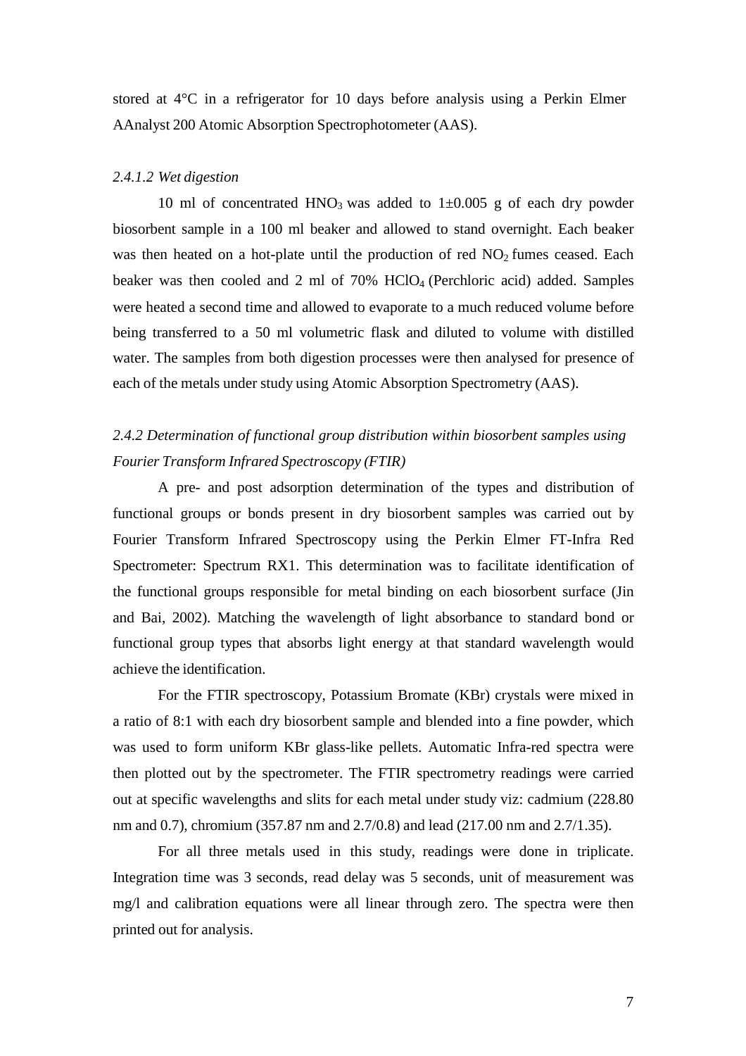stored at 4°C in a refrigerator for 10 days before analysis using a Perkin Elmer AAnalyst 200 Atomic Absorption Spectrophotometer (AAS).

#### *2.4.1.2 Wet digestion*

10 ml of concentrated $HNO_3$ was added to 1±0.005 g of each dry powder biosorbent sample in a 100 ml beaker and allowed to stand overnight. Each beaker was then heated on a hot-plate until the production of red $NO_2$ fumes ceased. Each beaker was then cooled and 2 ml of 70% $HClO_4$ (Perchloric acid) added. Samples were heated a second time and allowed to evaporate to a much reduced volume before being transferred to a 50 ml volumetric flask and diluted to volume with distilled water. The samples from both digestion processes were then analysed for presence of each of the metals under study using Atomic Absorption Spectrometry (AAS).

### *2.4.2 Determination of functional group distribution within biosorbent samples using Fourier Transform Infrared Spectroscopy (FTIR)*

A pre- and post adsorption determination of the types and distribution of functional groups or bonds present in dry biosorbent samples was carried out by Fourier Transform Infrared Spectroscopy using the Perkin Elmer FT-Infra Red Spectrometer: Spectrum RX1. This determination was to facilitate identification of the functional groups responsible for metal binding on each biosorbent surface (Jin and Bai, 2002). Matching the wavelength of light absorbance to standard bond or functional group types that absorbs light energy at that standard wavelength would achieve the identification.

For the FTIR spectroscopy, Potassium Bromate (KBr) crystals were mixed in a ratio of 8:1 with each dry biosorbent sample and blended into a fine powder, which was used to form uniform KBr glass-like pellets. Automatic Infra-red spectra were then plotted out by the spectrometer. The FTIR spectrometry readings were carried out at specific wavelengths and slits for each metal under study viz: cadmium (228.80 nm and 0.7), chromium (357.87 nm and 2.7/0.8) and lead (217.00 nm and 2.7/1.35).

For all three metals used in this study, readings were done in triplicate. Integration time was 3 seconds, read delay was 5 seconds, unit of measurement was mg/l and calibration equations were all linear through zero. The spectra were then printed out for analysis.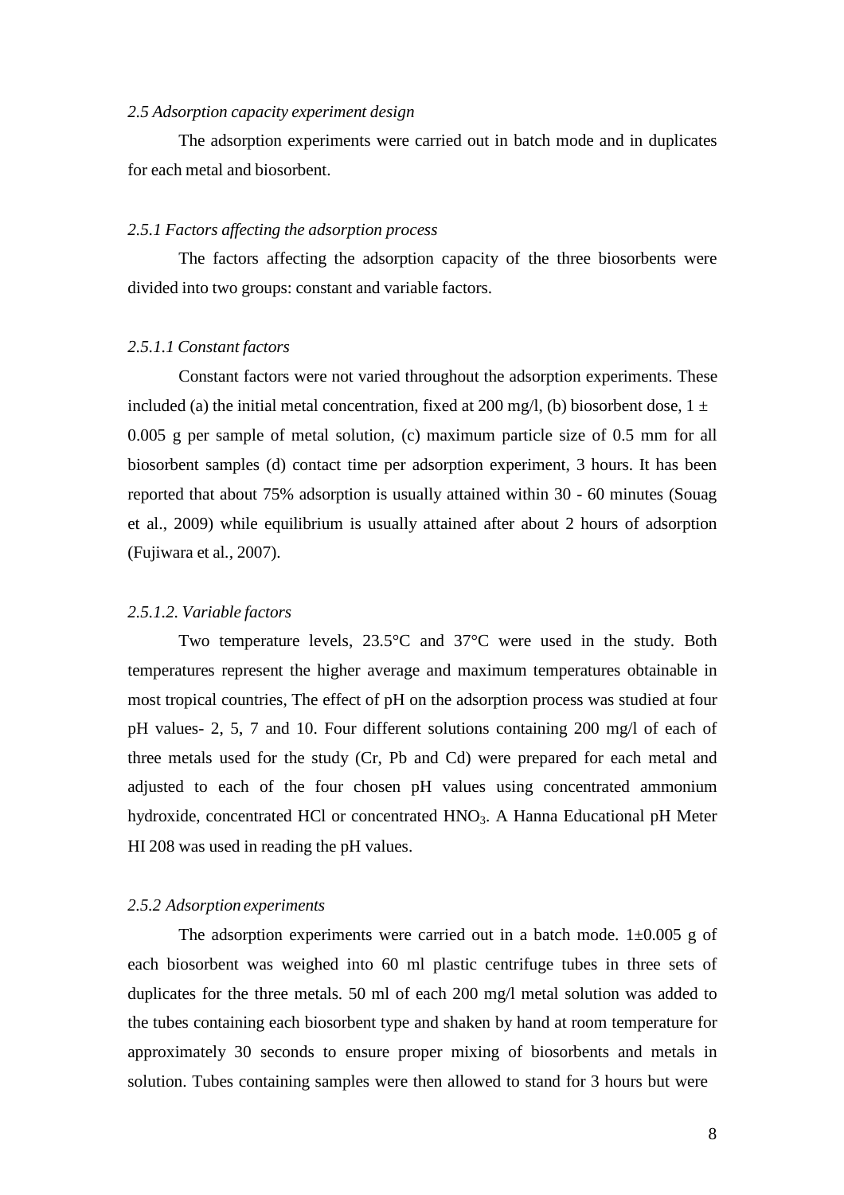### *2.5 Adsorption capacity experiment design*

The adsorption experiments were carried out in batch mode and in duplicates for each metal and biosorbent.

#### *2.5.1 Factors affecting the adsorption process*

The factors affecting the adsorption capacity of the three biosorbents were divided into two groups: constant and variable factors.

##### *2.5.1.1 Constant factors*

Constant factors were not varied throughout the adsorption experiments. These included (a) the initial metal concentration, fixed at 200 mg/l, (b) biosorbent dose, 1 ± 0.005 g per sample of metal solution, (c) maximum particle size of 0.5 mm for all biosorbent samples (d) contact time per adsorption experiment, 3 hours. It has been reported that about 75% adsorption is usually attained within 30 - 60 minutes (Souag et al., 2009) while equilibrium is usually attained after about 2 hours of adsorption (Fujiwara et al*.*, 2007).

##### *2.5.1.2. Variable factors*

Two temperature levels, 23.5°C and 37°C were used in the study. Both temperatures represent the higher average and maximum temperatures obtainable in most tropical countries, The effect of pH on the adsorption process was studied at four pH values- 2, 5, 7 and 10. Four different solutions containing 200 mg/l of each of three metals used for the study (Cr, Pb and Cd) were prepared for each metal and adjusted to each of the four chosen pH values using concentrated ammonium hydroxide, concentrated HCl or concentrated $HNO_3$. A Hanna Educational pH Meter HI 208 was used in reading the pH values.

#### *2.5.2 Adsorption experiments*

The adsorption experiments were carried out in a batch mode. 1±0.005 g of each biosorbent was weighed into 60 ml plastic centrifuge tubes in three sets of duplicates for the three metals. 50 ml of each 200 mg/l metal solution was added to the tubes containing each biosorbent type and shaken by hand at room temperature for approximately 30 seconds to ensure proper mixing of biosorbents and metals in solution. Tubes containing samples were then allowed to stand for 3 hours but were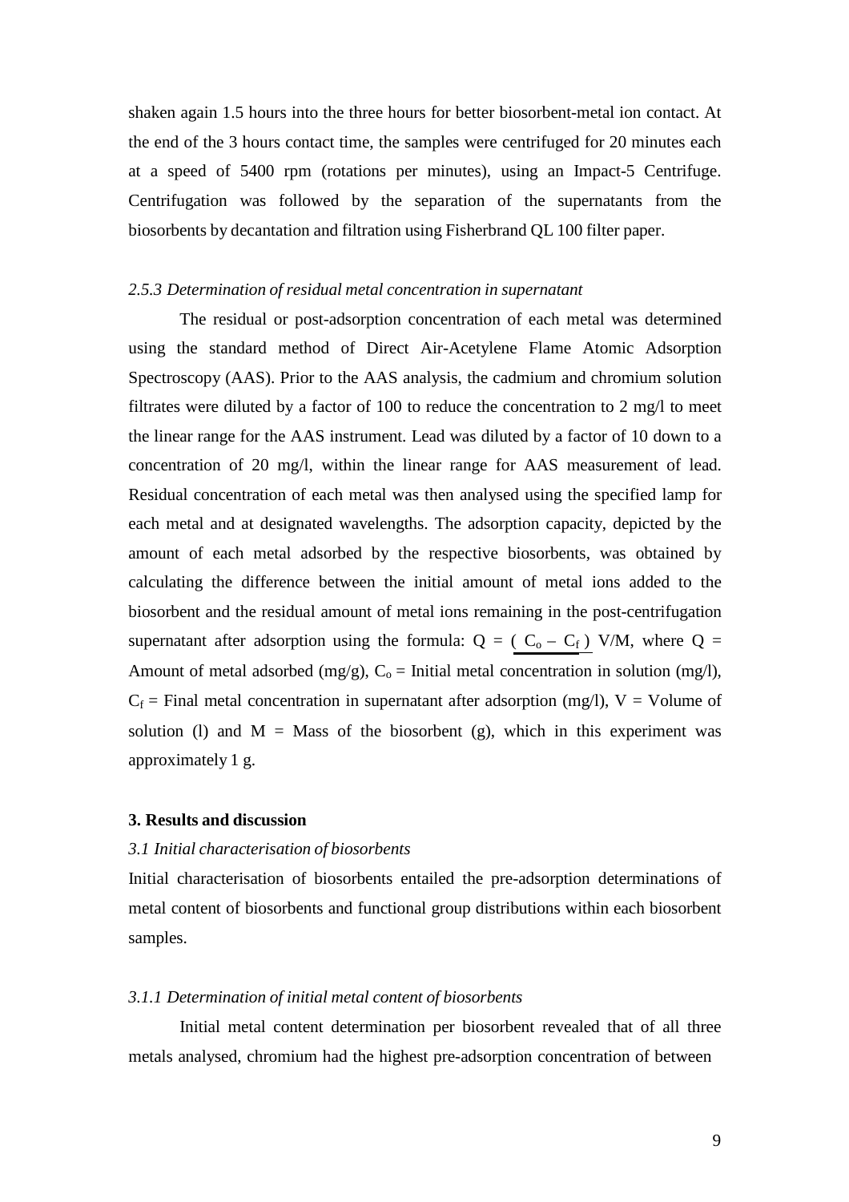shaken again 1.5 hours into the three hours for better biosorbent-metal ion contact. At the end of the 3 hours contact time, the samples were centrifuged for 20 minutes each at a speed of 5400 rpm (rotations per minutes), using an Impact-5 Centrifuge. Centrifugation was followed by the separation of the supernatants from the biosorbents by decantation and filtration using Fisherbrand QL 100 filter paper.

#### *2.5.3 Determination of residual metal concentration in supernatant*

The residual or post-adsorption concentration of each metal was determined using the standard method of Direct Air-Acetylene Flame Atomic Adsorption Spectroscopy (AAS). Prior to the AAS analysis, the cadmium and chromium solution filtrates were diluted by a factor of 100 to reduce the concentration to 2 mg/l to meet the linear range for the AAS instrument. Lead was diluted by a factor of 10 down to a concentration of 20 mg/l, within the linear range for AAS measurement of lead. Residual concentration of each metal was then analysed using the specified lamp for each metal and at designated wavelengths. The adsorption capacity, depicted by the amount of each metal adsorbed by the respective biosorbents, was obtained by calculating the difference between the initial amount of metal ions added to the biosorbent and the residual amount of metal ions remaining in the post-centrifugation supernatant after adsorption using the formula: $Q = (C_o - C_f)\,V/M$, where Q = Amount of metal adsorbed (mg/g), $C_o$ = Initial metal concentration in solution (mg/l), $C_f$ = Final metal concentration in supernatant after adsorption (mg/l), V = Volume of solution (l) and M = Mass of the biosorbent (g), which in this experiment was approximately 1 g.

## 3. Results and discussion

### *3.1 Initial characterisation of biosorbents*

Initial characterisation of biosorbents entailed the pre-adsorption determinations of metal content of biosorbents and functional group distributions within each biosorbent samples.

#### *3.1.1 Determination of initial metal content of biosorbents*

Initial metal content determination per biosorbent revealed that of all three metals analysed, chromium had the highest pre-adsorption concentration of between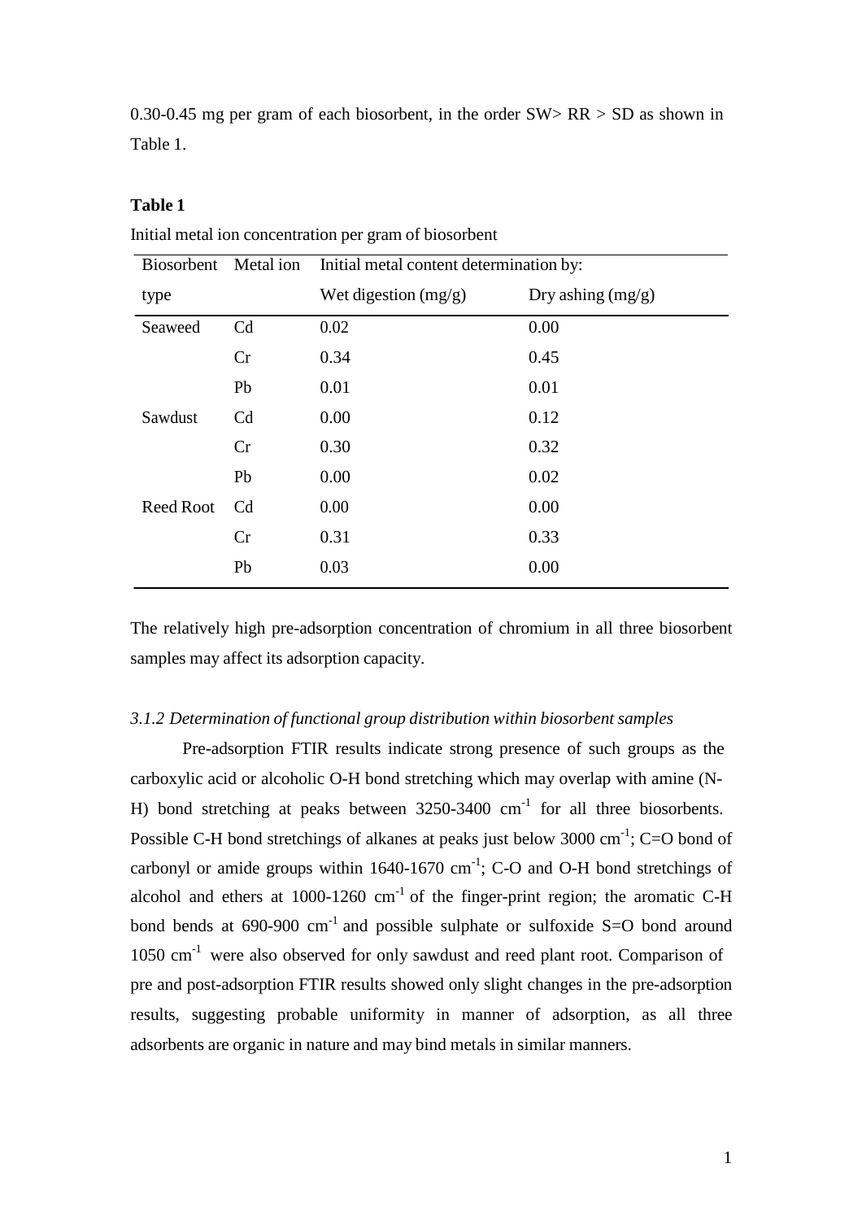0.30-0.45 mg per gram of each biosorbent, in the order SW> RR > SD as shown in Table 1.

**Table 1**

Initial metal ion concentration per gram of biosorbent

| Biosorbent type | Metal ion | Initial metal content determination by: | |
|---|---|---|---|
| | | Wet digestion (mg/g) | Dry ashing (mg/g) |
| Seaweed | Cd | 0.02 | 0.00 |
| | Cr | 0.34 | 0.45 |
| | Pb | 0.01 | 0.01 |
| Sawdust | Cd | 0.00 | 0.12 |
| | Cr | 0.30 | 0.32 |
| | Pb | 0.00 | 0.02 |
| Reed Root | Cd | 0.00 | 0.00 |
| | Cr | 0.31 | 0.33 |
| | Pb | 0.03 | 0.00 |

The relatively high pre-adsorption concentration of chromium in all three biosorbent samples may affect its adsorption capacity.

*3.1.2 Determination of functional group distribution within biosorbent samples*

Pre-adsorption FTIR results indicate strong presence of such groups as the carboxylic acid or alcoholic O-H bond stretching which may overlap with amine (N-H) bond stretching at peaks between 3250-3400 $cm^{-1}$ for all three biosorbents. Possible C-H bond stretchings of alkanes at peaks just below 3000 $cm^{-1}$; C=O bond of carbonyl or amide groups within 1640-1670 $cm^{-1}$; C-O and O-H bond stretchings of alcohol and ethers at 1000-1260 $cm^{-1}$ of the finger-print region; the aromatic C-H bond bends at 690-900 $cm^{-1}$ and possible sulphate or sulfoxide S=O bond around 1050 $cm^{-1}$ were also observed for only sawdust and reed plant root. Comparison of pre and post-adsorption FTIR results showed only slight changes in the pre-adsorption results, suggesting probable uniformity in manner of adsorption, as all three adsorbents are organic in nature and may bind metals in similar manners.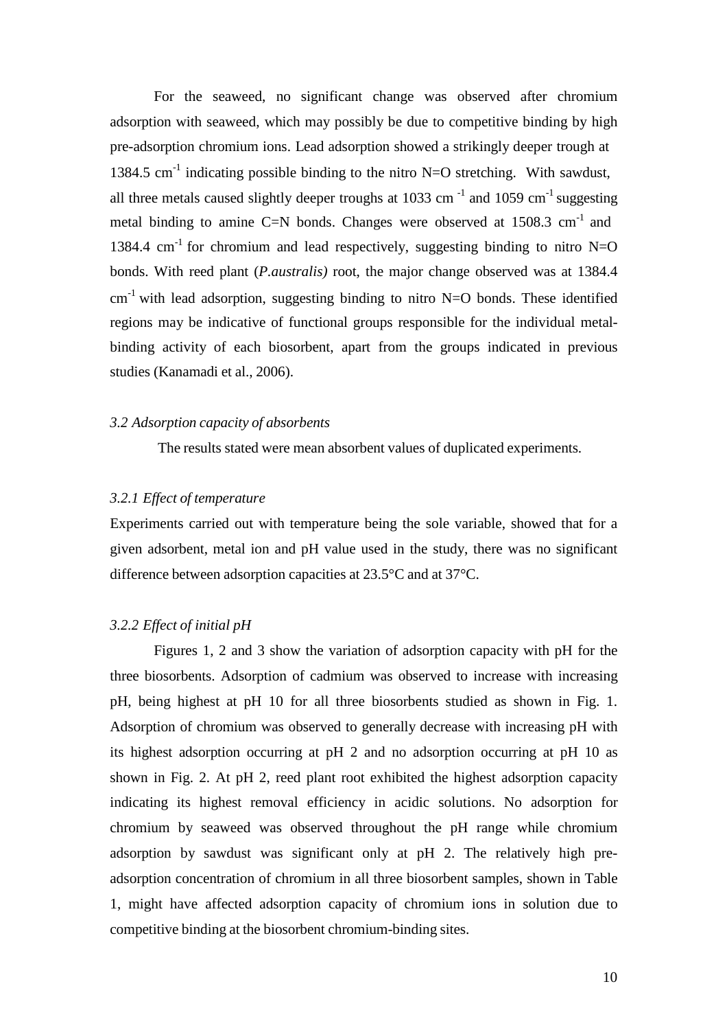For the seaweed, no significant change was observed after chromium adsorption with seaweed, which may possibly be due to competitive binding by high pre-adsorption chromium ions. Lead adsorption showed a strikingly deeper trough at 1384.5 $cm^{-1}$ indicating possible binding to the nitro N=O stretching. With sawdust, all three metals caused slightly deeper troughs at 1033 $cm^{-1}$ and 1059 $cm^{-1}$ suggesting metal binding to amine C=N bonds. Changes were observed at 1508.3 $cm^{-1}$ and 1384.4 $cm^{-1}$ for chromium and lead respectively, suggesting binding to nitro N=O bonds. With reed plant (*P.australis)* root, the major change observed was at 1384.4 $cm^{-1}$ with lead adsorption, suggesting binding to nitro N=O bonds. These identified regions may be indicative of functional groups responsible for the individual metal-binding activity of each biosorbent, apart from the groups indicated in previous studies (Kanamadi et al., 2006).

### *3.2 Adsorption capacity of absorbents*

The results stated were mean absorbent values of duplicated experiments.

#### *3.2.1 Effect of temperature*

Experiments carried out with temperature being the sole variable, showed that for a given adsorbent, metal ion and pH value used in the study, there was no significant difference between adsorption capacities at 23.5°C and at 37°C.

#### *3.2.2 Effect of initial pH*

Figures 1, 2 and 3 show the variation of adsorption capacity with pH for the three biosorbents. Adsorption of cadmium was observed to increase with increasing pH, being highest at pH 10 for all three biosorbents studied as shown in Fig. 1. Adsorption of chromium was observed to generally decrease with increasing pH with its highest adsorption occurring at pH 2 and no adsorption occurring at pH 10 as shown in Fig. 2. At pH 2, reed plant root exhibited the highest adsorption capacity indicating its highest removal efficiency in acidic solutions. No adsorption for chromium by seaweed was observed throughout the pH range while chromium adsorption by sawdust was significant only at pH 2. The relatively high pre-adsorption concentration of chromium in all three biosorbent samples, shown in Table 1, might have affected adsorption capacity of chromium ions in solution due to competitive binding at the biosorbent chromium-binding sites.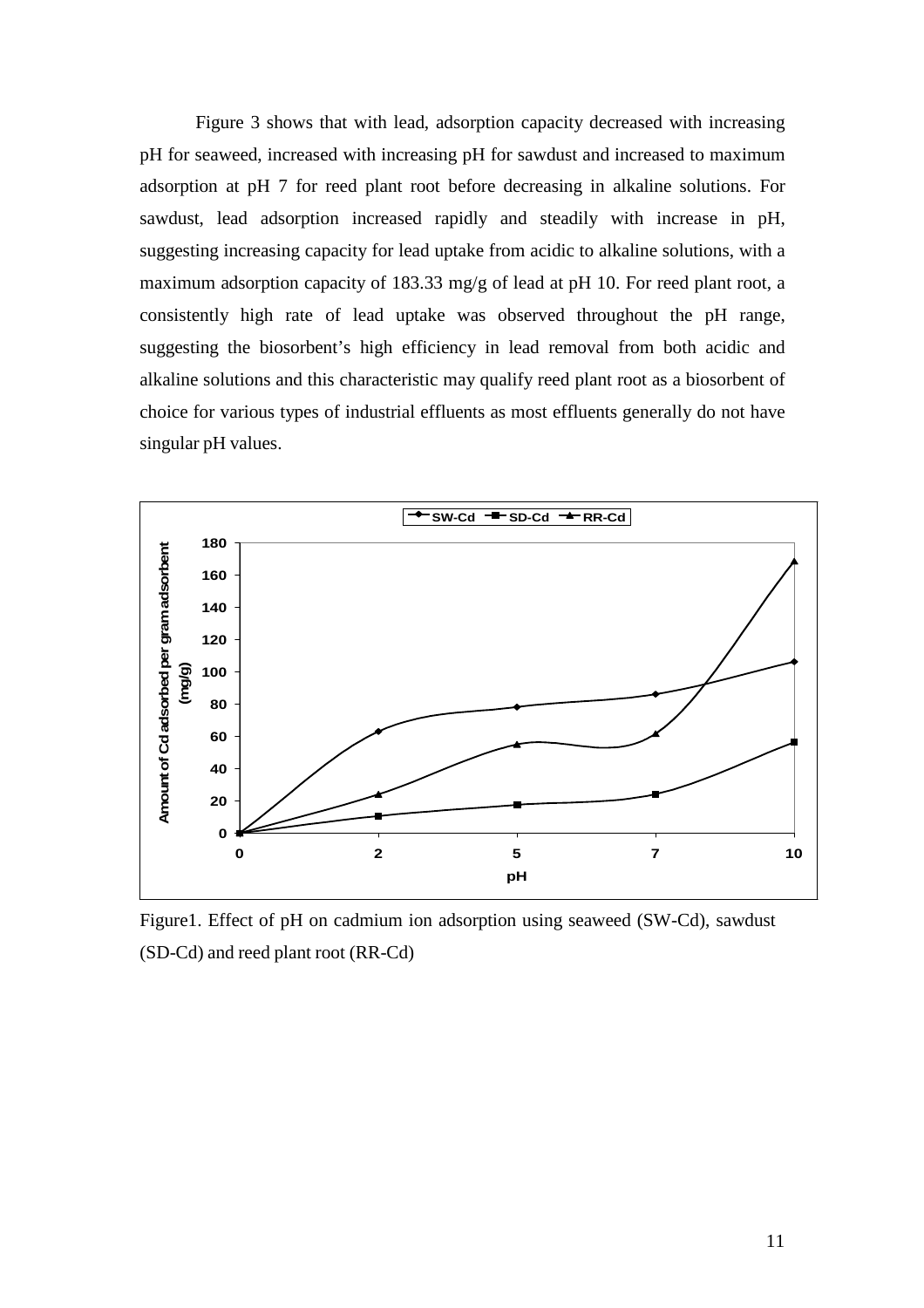Figure 3 shows that with lead, adsorption capacity decreased with increasing pH for seaweed, increased with increasing pH for sawdust and increased to maximum adsorption at pH 7 for reed plant root before decreasing in alkaline solutions. For sawdust, lead adsorption increased rapidly and steadily with increase in pH, suggesting increasing capacity for lead uptake from acidic to alkaline solutions, with a maximum adsorption capacity of 183.33 mg/g of lead at pH 10. For reed plant root, a consistently high rate of lead uptake was observed throughout the pH range, suggesting the biosorbent's high efficiency in lead removal from both acidic and alkaline solutions and this characteristic may qualify reed plant root as a biosorbent of choice for various types of industrial effluents as most effluents generally do not have singular pH values.

Figure1. Effect of pH on cadmium ion adsorption using seaweed (SW-Cd), sawdust (SD-Cd) and reed plant root (RR-Cd)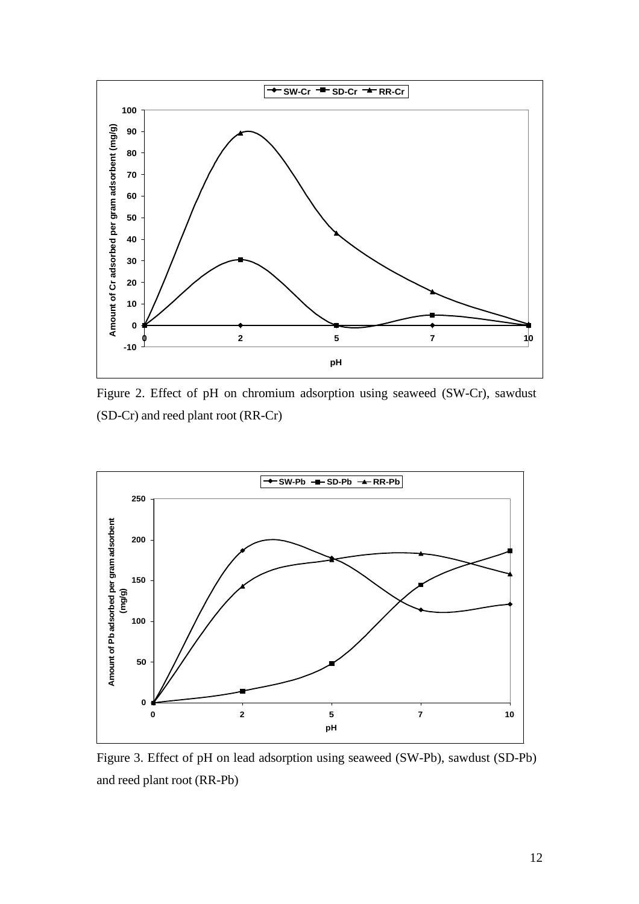Figure 2. Effect of pH on chromium adsorption using seaweed (SW-Cr), sawdust (SD-Cr) and reed plant root (RR-Cr)

Figure 3. Effect of pH on lead adsorption using seaweed (SW-Pb), sawdust (SD-Pb) and reed plant root (RR-Pb)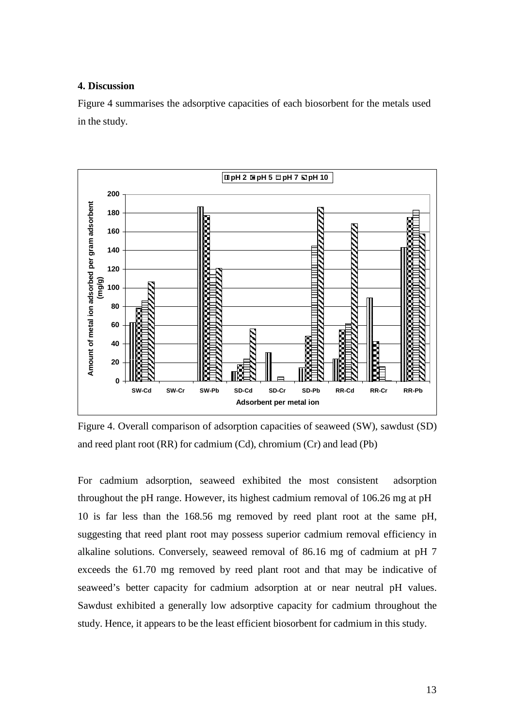## 4. Discussion

Figure 4 summarises the adsorptive capacities of each biosorbent for the metals used in the study.

Figure 4. Overall comparison of adsorption capacities of seaweed (SW), sawdust (SD) and reed plant root (RR) for cadmium (Cd), chromium (Cr) and lead (Pb)

For cadmium adsorption, seaweed exhibited the most consistent adsorption throughout the pH range. However, its highest cadmium removal of 106.26 mg at pH 10 is far less than the 168.56 mg removed by reed plant root at the same pH, suggesting that reed plant root may possess superior cadmium removal efficiency in alkaline solutions. Conversely, seaweed removal of 86.16 mg of cadmium at pH 7 exceeds the 61.70 mg removed by reed plant root and that may be indicative of seaweed's better capacity for cadmium adsorption at or near neutral pH values. Sawdust exhibited a generally low adsorptive capacity for cadmium throughout the study. Hence, it appears to be the least efficient biosorbent for cadmium in this study.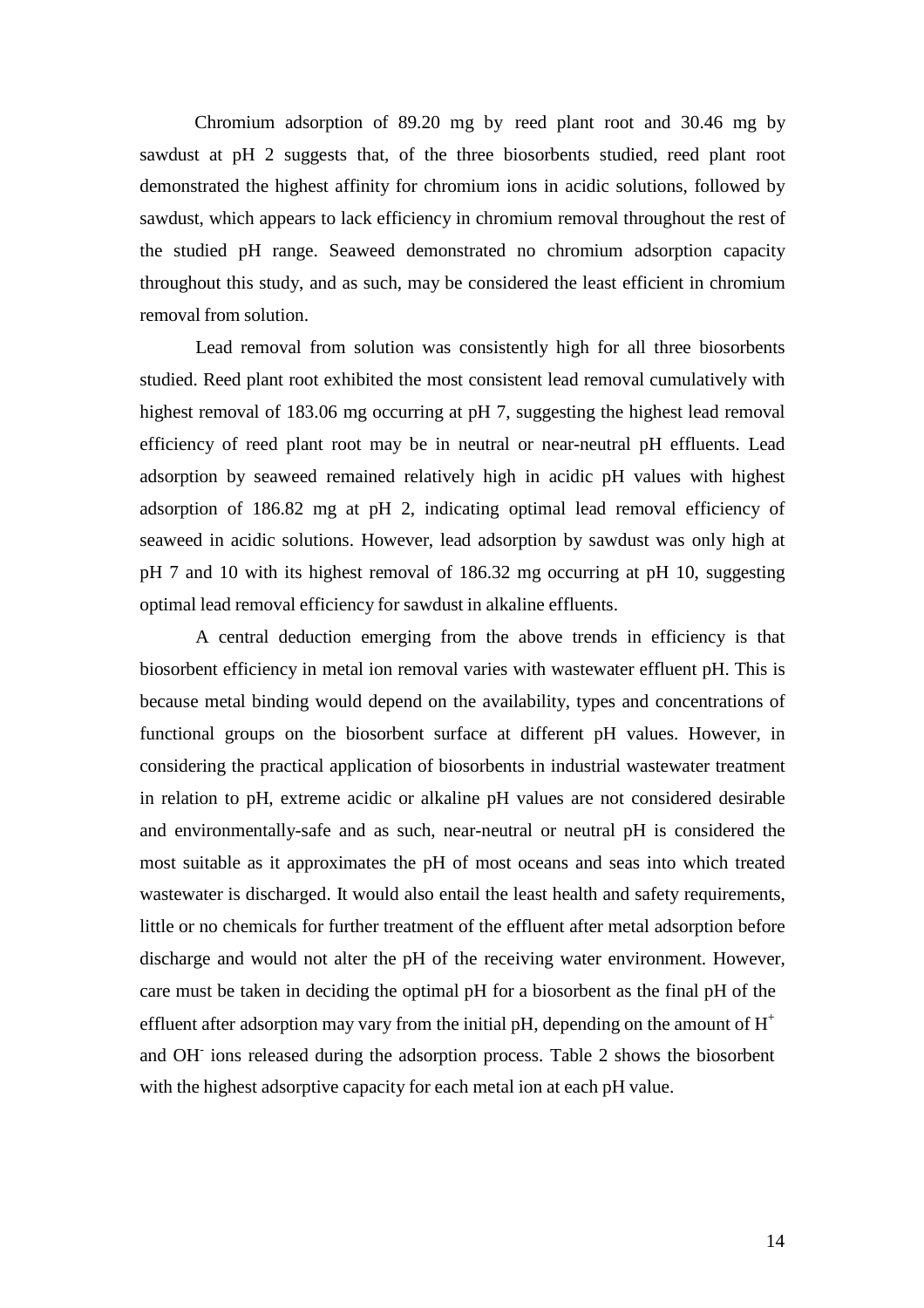Chromium adsorption of 89.20 mg by reed plant root and 30.46 mg by sawdust at pH 2 suggests that, of the three biosorbents studied, reed plant root demonstrated the highest affinity for chromium ions in acidic solutions, followed by sawdust, which appears to lack efficiency in chromium removal throughout the rest of the studied pH range. Seaweed demonstrated no chromium adsorption capacity throughout this study, and as such, may be considered the least efficient in chromium removal from solution.

Lead removal from solution was consistently high for all three biosorbents studied. Reed plant root exhibited the most consistent lead removal cumulatively with highest removal of 183.06 mg occurring at pH 7, suggesting the highest lead removal efficiency of reed plant root may be in neutral or near-neutral pH effluents. Lead adsorption by seaweed remained relatively high in acidic pH values with highest adsorption of 186.82 mg at pH 2, indicating optimal lead removal efficiency of seaweed in acidic solutions. However, lead adsorption by sawdust was only high at pH 7 and 10 with its highest removal of 186.32 mg occurring at pH 10, suggesting optimal lead removal efficiency for sawdust in alkaline effluents.

A central deduction emerging from the above trends in efficiency is that biosorbent efficiency in metal ion removal varies with wastewater effluent pH. This is because metal binding would depend on the availability, types and concentrations of functional groups on the biosorbent surface at different pH values. However, in considering the practical application of biosorbents in industrial wastewater treatment in relation to pH, extreme acidic or alkaline pH values are not considered desirable and environmentally-safe and as such, near-neutral or neutral pH is considered the most suitable as it approximates the pH of most oceans and seas into which treated wastewater is discharged. It would also entail the least health and safety requirements, little or no chemicals for further treatment of the effluent after metal adsorption before discharge and would not alter the pH of the receiving water environment. However, care must be taken in deciding the optimal pH for a biosorbent as the final pH of the effluent after adsorption may vary from the initial pH, depending on the amount of $H^+$ and $OH^-$ ions released during the adsorption process. Table 2 shows the biosorbent with the highest adsorptive capacity for each metal ion at each pH value.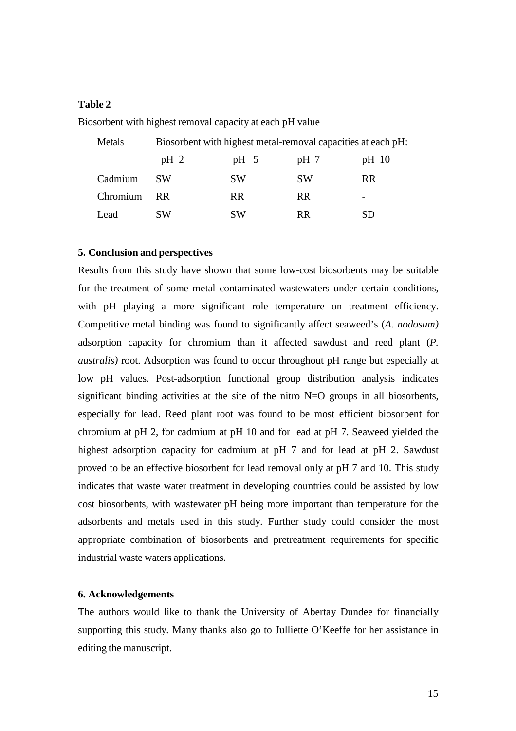**Table 2**

Biosorbent with highest removal capacity at each pH value

| Metals | Biosorbent with highest metal-removal capacities at each pH: | | | |
|---|---|---|---|---|
| | pH 2 | pH 5 | pH 7 | pH 10 |
| Cadmium | SW | SW | SW | RR |
| Chromium | RR | RR | RR | - |
| Lead | SW | SW | RR | SD |

## 5. Conclusion and perspectives

Results from this study have shown that some low-cost biosorbents may be suitable for the treatment of some metal contaminated wastewaters under certain conditions, with pH playing a more significant role temperature on treatment efficiency. Competitive metal binding was found to significantly affect seaweed's (*A. nodosum)* adsorption capacity for chromium than it affected sawdust and reed plant (*P. australis)* root. Adsorption was found to occur throughout pH range but especially at low pH values. Post-adsorption functional group distribution analysis indicates significant binding activities at the site of the nitro N=O groups in all biosorbents, especially for lead. Reed plant root was found to be most efficient biosorbent for chromium at pH 2, for cadmium at pH 10 and for lead at pH 7. Seaweed yielded the highest adsorption capacity for cadmium at pH 7 and for lead at pH 2. Sawdust proved to be an effective biosorbent for lead removal only at pH 7 and 10. This study indicates that waste water treatment in developing countries could be assisted by low cost biosorbents, with wastewater pH being more important than temperature for the adsorbents and metals used in this study. Further study could consider the most appropriate combination of biosorbents and pretreatment requirements for specific industrial waste waters applications.

## 6. Acknowledgements

The authors would like to thank the University of Abertay Dundee for financially supporting this study. Many thanks also go to Julliette O'Keeffe for her assistance in editing the manuscript.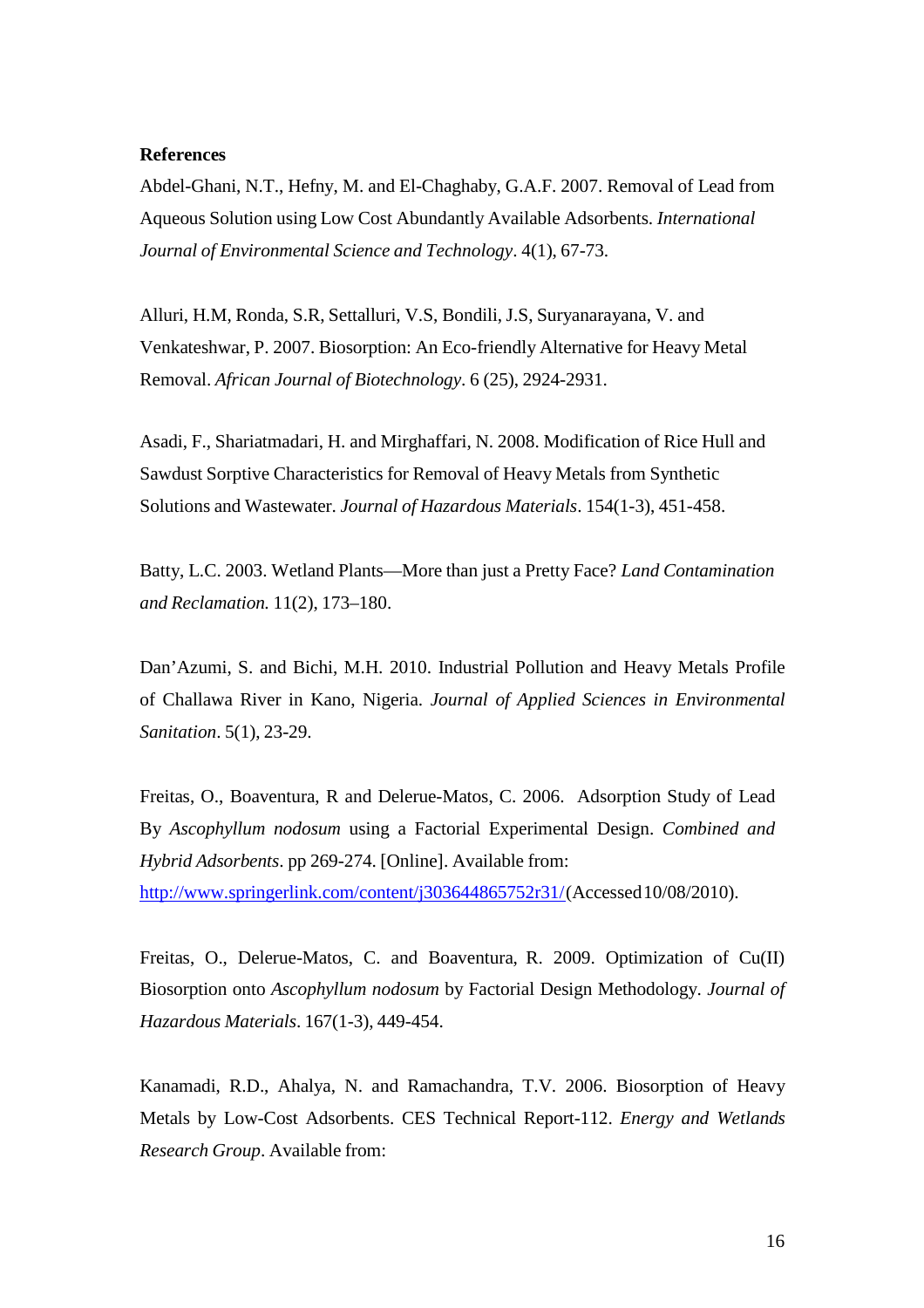**References**

Abdel-Ghani, N.T., Hefny, M. and El-Chaghaby, G.A.F. 2007. Removal of Lead from Aqueous Solution using Low Cost Abundantly Available Adsorbents. *International Journal of Environmental Science and Technology*. 4(1), 67-73.

Alluri, H.M, Ronda, S.R, Settalluri, V.S, Bondili, J.S, Suryanarayana, V. and Venkateshwar, P. 2007. Biosorption: An Eco-friendly Alternative for Heavy Metal Removal. *African Journal of Biotechnology*. 6 (25), 2924-2931.

Asadi, F., Shariatmadari, H. and Mirghaffari, N. 2008. Modification of Rice Hull and Sawdust Sorptive Characteristics for Removal of Heavy Metals from Synthetic Solutions and Wastewater. *Journal of Hazardous Materials*. 154(1-3), 451-458.

Batty, L.C. 2003. Wetland Plants—More than just a Pretty Face? *Land Contamination and Reclamation.* 11(2), 173–180.

Dan'Azumi, S. and Bichi, M.H. 2010. Industrial Pollution and Heavy Metals Profile of Challawa River in Kano, Nigeria. *Journal of Applied Sciences in Environmental Sanitation*. 5(1), 23-29.

Freitas, O., Boaventura, R and Delerue-Matos, C. 2006. Adsorption Study of Lead By *Ascophyllum nodosum* using a Factorial Experimental Design. *Combined and Hybrid Adsorbents*. pp 269-274. [Online]. Available from: http://www.springerlink.com/content/j303644865752r31/(Accessed10/08/2010).

Freitas, O., Delerue-Matos, C. and Boaventura, R. 2009. Optimization of Cu(II) Biosorption onto *Ascophyllum nodosum* by Factorial Design Methodology. *Journal of Hazardous Materials*. 167(1-3), 449-454.

Kanamadi, R.D., Ahalya, N. and Ramachandra, T.V. 2006. Biosorption of Heavy Metals by Low-Cost Adsorbents. CES Technical Report-112. *Energy and Wetlands Research Group*. Available from: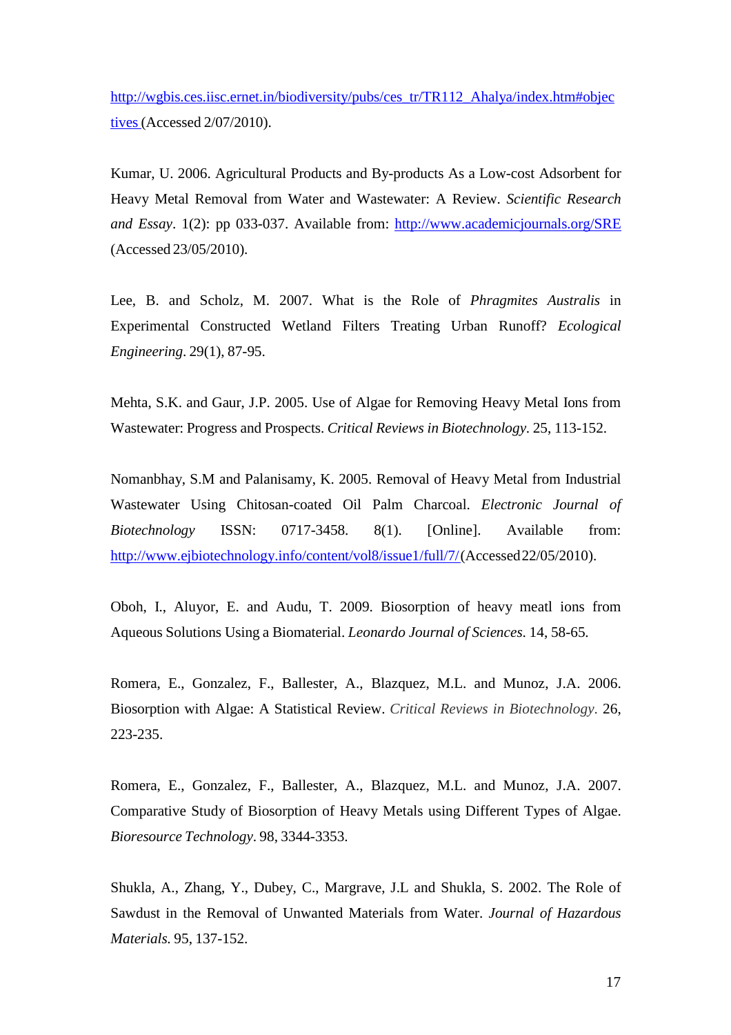http://wgbis.ces.iisc.ernet.in/biodiversity/pubs/ces_tr/TR112_Ahalya/index.htm#objectives (Accessed 2/07/2010).

Kumar, U. 2006. Agricultural Products and By-products As a Low-cost Adsorbent for Heavy Metal Removal from Water and Wastewater: A Review. *Scientific Research and Essay*. 1(2): pp 033-037. Available from: http://www.academicjournals.org/SRE (Accessed 23/05/2010).

Lee, B. and Scholz, M. 2007. What is the Role of *Phragmites Australis* in Experimental Constructed Wetland Filters Treating Urban Runoff? *Ecological Engineering*. 29(1), 87-95.

Mehta, S.K. and Gaur, J.P. 2005. Use of Algae for Removing Heavy Metal Ions from Wastewater: Progress and Prospects. *Critical Reviews in Biotechnology*. 25, 113-152.

Nomanbhay, S.M and Palanisamy, K. 2005. Removal of Heavy Metal from Industrial Wastewater Using Chitosan-coated Oil Palm Charcoal. *Electronic Journal of Biotechnology* ISSN: 0717-3458. 8(1). [Online]. Available from: http://www.ejbiotechnology.info/content/vol8/issue1/full/7/ (Accessed 22/05/2010).

Oboh, I., Aluyor, E. and Audu, T. 2009. Biosorption of heavy meatl ions from Aqueous Solutions Using a Biomaterial. *Leonardo Journal of Sciences*. 14, 58-65.

Romera, E., Gonzalez, F., Ballester, A., Blazquez, M.L. and Munoz, J.A. 2006. Biosorption with Algae: A Statistical Review. *Critical Reviews in Biotechnology*. 26, 223-235.

Romera, E., Gonzalez, F., Ballester, A., Blazquez, M.L. and Munoz, J.A. 2007. Comparative Study of Biosorption of Heavy Metals using Different Types of Algae. *Bioresource Technology*. 98, 3344-3353.

Shukla, A., Zhang, Y., Dubey, C., Margrave, J.L and Shukla, S. 2002. The Role of Sawdust in the Removal of Unwanted Materials from Water. *Journal of Hazardous Materials.* 95, 137-152.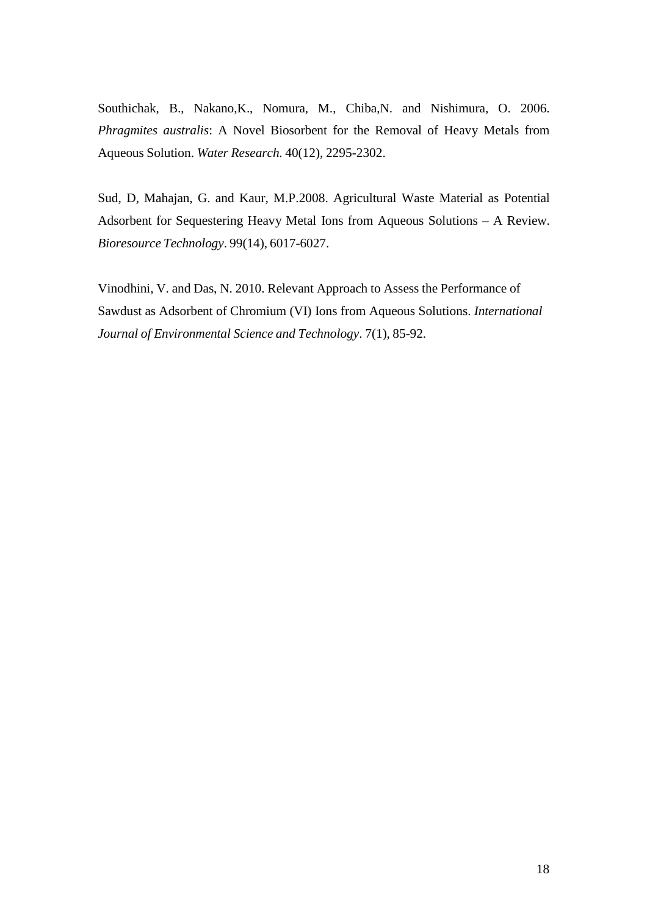Southichak, B., Nakano,K., Nomura, M., Chiba,N. and Nishimura, O. 2006. *Phragmites australis*: A Novel Biosorbent for the Removal of Heavy Metals from Aqueous Solution. *Water Research*. 40(12), 2295-2302.

Sud, D, Mahajan, G. and Kaur, M.P.2008. Agricultural Waste Material as Potential Adsorbent for Sequestering Heavy Metal Ions from Aqueous Solutions – A Review. *Bioresource Technology*. 99(14), 6017-6027.

Vinodhini, V. and Das, N. 2010. Relevant Approach to Assess the Performance of Sawdust as Adsorbent of Chromium (VI) Ions from Aqueous Solutions. *International Journal of Environmental Science and Technology*. 7(1), 85-92.